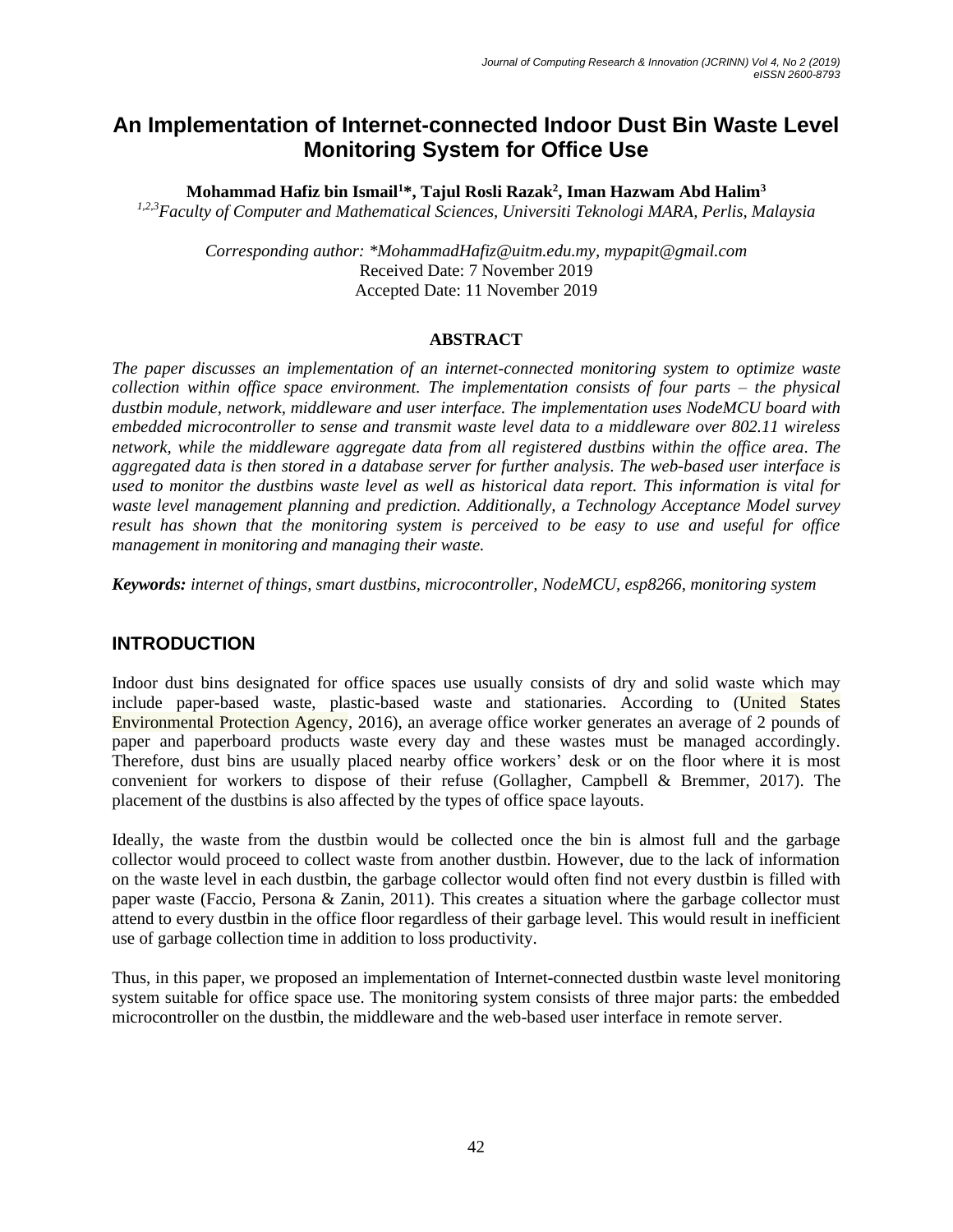# An Implementation of Internet-connected Indoor Dust Bin Waste Level Monitoring System for Office Use

**Mohammad Hafiz bin Ismail[1]*, Tajul Rosli Razak[2], Iman Hazwam Abd Halim[3]**

*[1,2,3]Faculty of Computer and Mathematical Sciences, Universiti Teknologi MARA, Perlis, Malaysia*

*Corresponding author: *MohammadHafiz@uitm.edu.my, mypapit@gmail.com*
Received Date: 7 November 2019
Accepted Date: 11 November 2019

## ABSTRACT

*The paper discusses an implementation of an internet-connected monitoring system to optimize waste collection within office space environment. The implementation consists of four parts – the physical dustbin module, network, middleware and user interface. The implementation uses NodeMCU board with embedded microcontroller to sense and transmit waste level data to a middleware over 802.11 wireless network, while the middleware aggregate data from all registered dustbins within the office area. The aggregated data is then stored in a database server for further analysis. The web-based user interface is used to monitor the dustbins waste level as well as historical data report. This information is vital for waste level management planning and prediction. Additionally, a Technology Acceptance Model survey result has shown that the monitoring system is perceived to be easy to use and useful for office management in monitoring and managing their waste.*

***Keywords:** internet of things, smart dustbins, microcontroller, NodeMCU, esp8266, monitoring system*

## INTRODUCTION

Indoor dust bins designated for office spaces use usually consists of dry and solid waste which may include paper-based waste, plastic-based waste and stationaries. According to (United States Environmental Protection Agency, 2016), an average office worker generates an average of 2 pounds of paper and paperboard products waste every day and these wastes must be managed accordingly. Therefore, dust bins are usually placed nearby office workers' desk or on the floor where it is most convenient for workers to dispose of their refuse (Gollagher, Campbell & Bremmer, 2017). The placement of the dustbins is also affected by the types of office space layouts.

Ideally, the waste from the dustbin would be collected once the bin is almost full and the garbage collector would proceed to collect waste from another dustbin. However, due to the lack of information on the waste level in each dustbin, the garbage collector would often find not every dustbin is filled with paper waste (Faccio, Persona & Zanin, 2011). This creates a situation where the garbage collector must attend to every dustbin in the office floor regardless of their garbage level. This would result in inefficient use of garbage collection time in addition to loss productivity.

Thus, in this paper, we proposed an implementation of Internet-connected dustbin waste level monitoring system suitable for office space use. The monitoring system consists of three major parts: the embedded microcontroller on the dustbin, the middleware and the web-based user interface in remote server.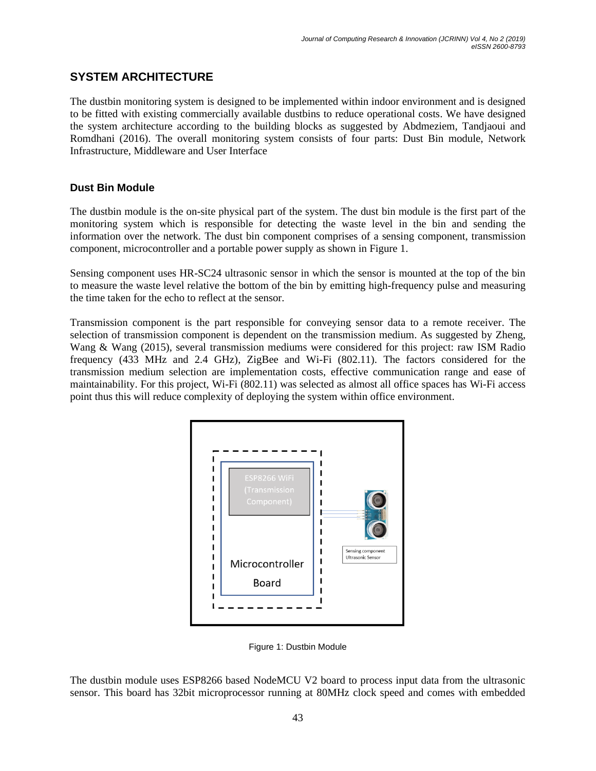## SYSTEM ARCHITECTURE

The dustbin monitoring system is designed to be implemented within indoor environment and is designed to be fitted with existing commercially available dustbins to reduce operational costs. We have designed the system architecture according to the building blocks as suggested by Abdmeziem, Tandjaoui and Romdhani (2016). The overall monitoring system consists of four parts: Dust Bin module, Network Infrastructure, Middleware and User Interface

### Dust Bin Module

The dustbin module is the on-site physical part of the system. The dust bin module is the first part of the monitoring system which is responsible for detecting the waste level in the bin and sending the information over the network. The dust bin component comprises of a sensing component, transmission component, microcontroller and a portable power supply as shown in Figure 1.

Sensing component uses HR-SC24 ultrasonic sensor in which the sensor is mounted at the top of the bin to measure the waste level relative the bottom of the bin by emitting high-frequency pulse and measuring the time taken for the echo to reflect at the sensor.

Transmission component is the part responsible for conveying sensor data to a remote receiver. The selection of transmission component is dependent on the transmission medium. As suggested by Zheng, Wang & Wang (2015), several transmission mediums were considered for this project: raw ISM Radio frequency (433 MHz and 2.4 GHz), ZigBee and Wi-Fi (802.11). The factors considered for the transmission medium selection are implementation costs, effective communication range and ease of maintainability. For this project, Wi-Fi (802.11) was selected as almost all office spaces has Wi-Fi access point thus this will reduce complexity of deploying the system within office environment.

ESP8266 WiFi (Transmission Component)

Microcontroller Board

Sensing component Ultrasonic Sensor

Figure 1: Dustbin Module

The dustbin module uses ESP8266 based NodeMCU V2 board to process input data from the ultrasonic sensor. This board has 32bit microprocessor running at 80MHz clock speed and comes with embedded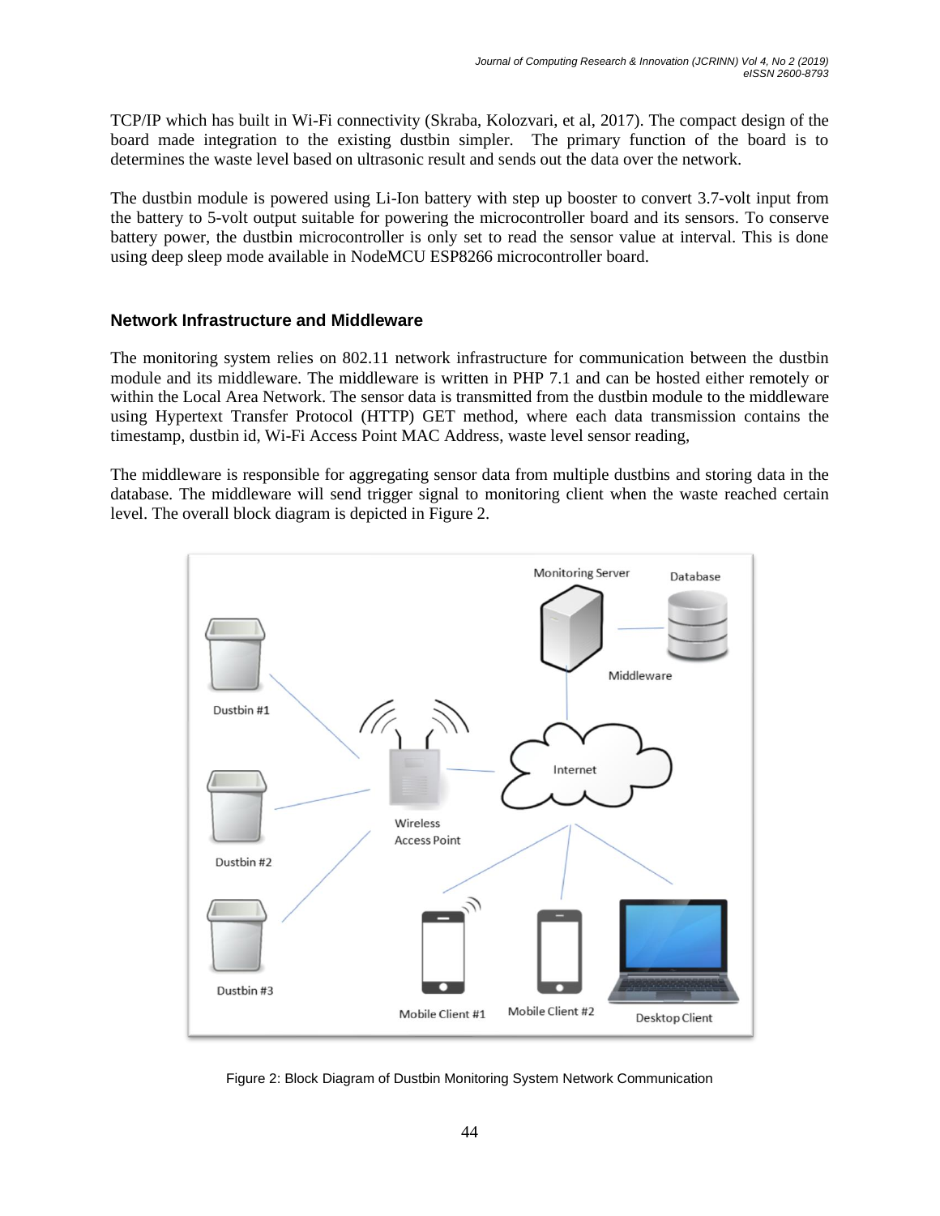TCP/IP which has built in Wi-Fi connectivity (Skraba, Kolozvari, et al, 2017). The compact design of the board made integration to the existing dustbin simpler. The primary function of the board is to determines the waste level based on ultrasonic result and sends out the data over the network.

The dustbin module is powered using Li-Ion battery with step up booster to convert 3.7-volt input from the battery to 5-volt output suitable for powering the microcontroller board and its sensors. To conserve battery power, the dustbin microcontroller is only set to read the sensor value at interval. This is done using deep sleep mode available in NodeMCU ESP8266 microcontroller board.

### Network Infrastructure and Middleware

The monitoring system relies on 802.11 network infrastructure for communication between the dustbin module and its middleware. The middleware is written in PHP 7.1 and can be hosted either remotely or within the Local Area Network. The sensor data is transmitted from the dustbin module to the middleware using Hypertext Transfer Protocol (HTTP) GET method, where each data transmission contains the timestamp, dustbin id, Wi-Fi Access Point MAC Address, waste level sensor reading,

The middleware is responsible for aggregating sensor data from multiple dustbins and storing data in the database. The middleware will send trigger signal to monitoring client when the waste reached certain level. The overall block diagram is depicted in Figure 2.

Figure 2: Block Diagram of Dustbin Monitoring System Network Communication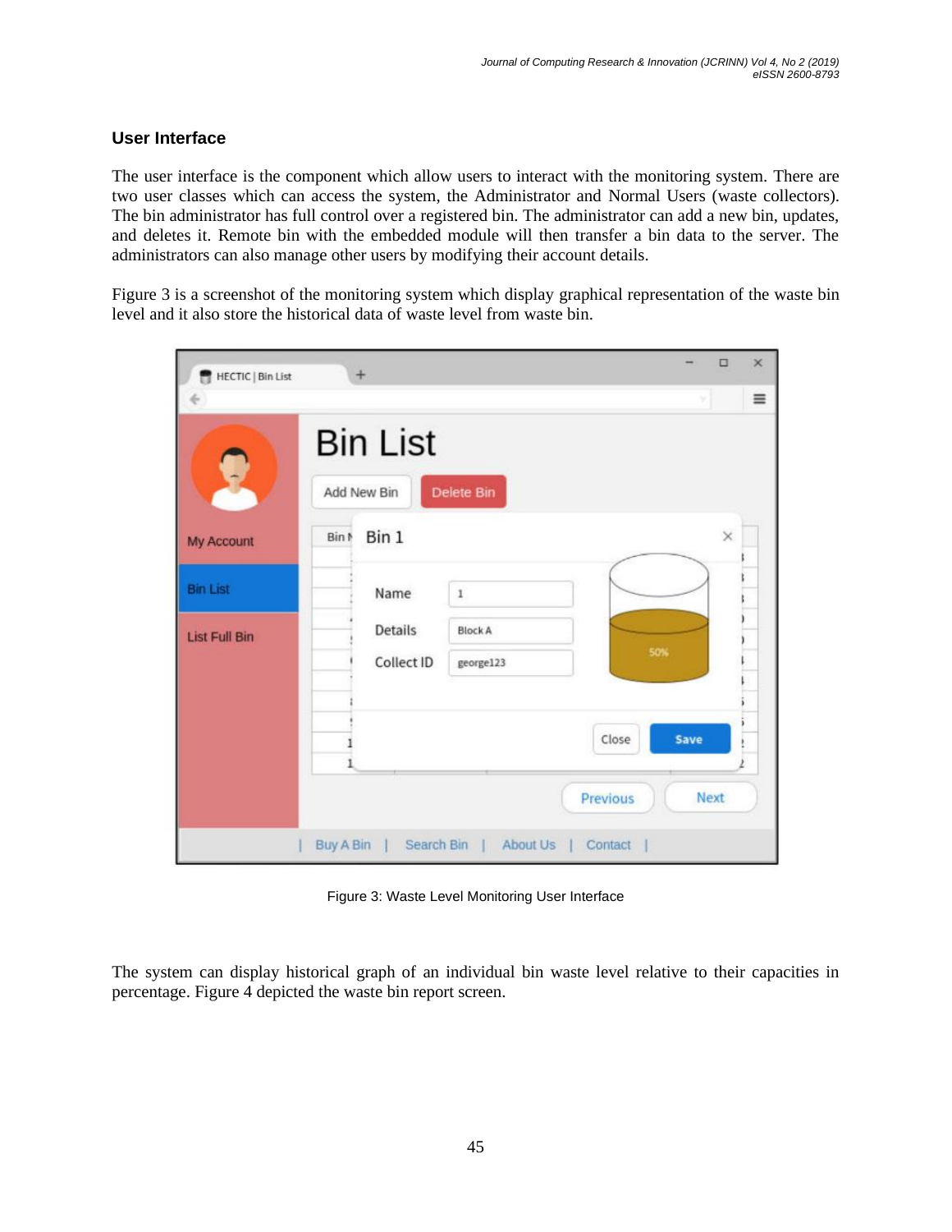## User Interface

The user interface is the component which allow users to interact with the monitoring system. There are two user classes which can access the system, the Administrator and Normal Users (waste collectors). The bin administrator has full control over a registered bin. The administrator can add a new bin, updates, and deletes it. Remote bin with the embedded module will then transfer a bin data to the server. The administrators can also manage other users by modifying their account details.

Figure 3 is a screenshot of the monitoring system which display graphical representation of the waste bin level and it also store the historical data of waste level from waste bin.

Figure 3: Waste Level Monitoring User Interface

The system can display historical graph of an individual bin waste level relative to their capacities in percentage. Figure 4 depicted the waste bin report screen.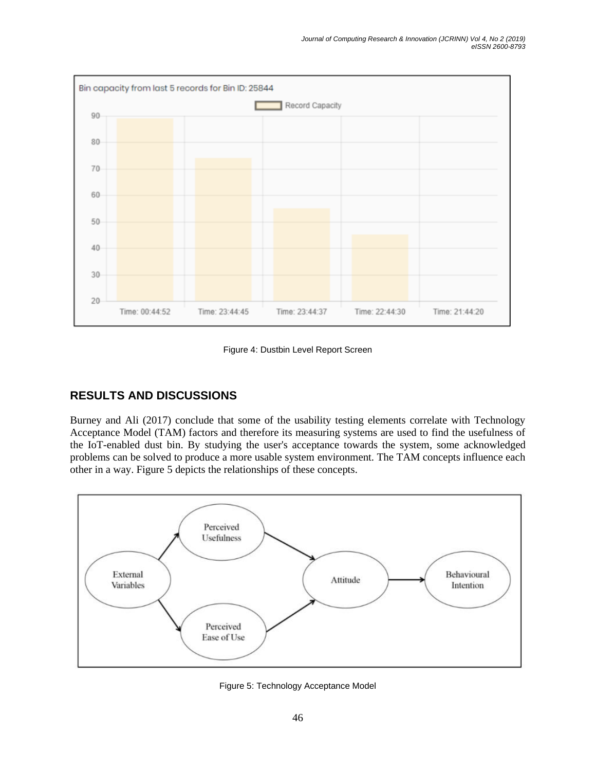Figure 4: Dustbin Level Report Screen

## RESULTS AND DISCUSSIONS

Burney and Ali (2017) conclude that some of the usability testing elements correlate with Technology Acceptance Model (TAM) factors and therefore its measuring systems are used to find the usefulness of the IoT-enabled dust bin. By studying the user's acceptance towards the system, some acknowledged problems can be solved to produce a more usable system environment. The TAM concepts influence each other in a way. Figure 5 depicts the relationships of these concepts.

Figure 5: Technology Acceptance Model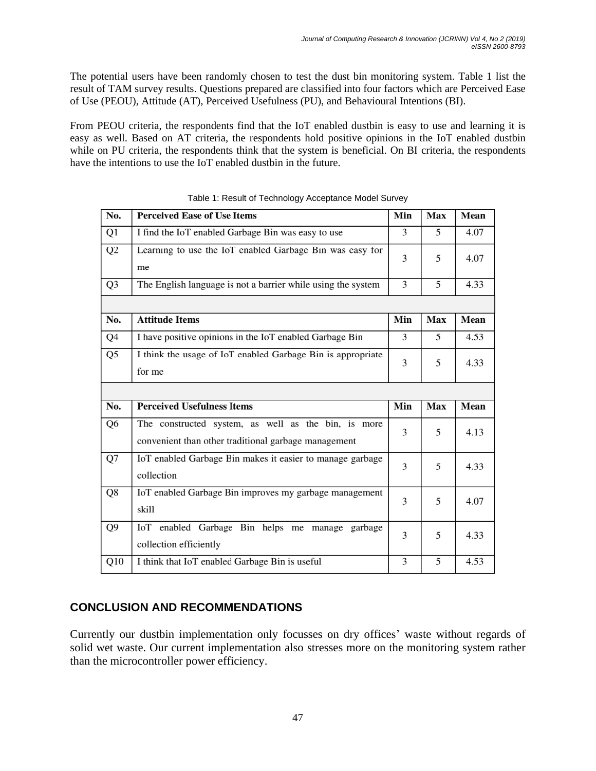The potential users have been randomly chosen to test the dust bin monitoring system. Table 1 list the result of TAM survey results. Questions prepared are classified into four factors which are Perceived Ease of Use (PEOU), Attitude (AT), Perceived Usefulness (PU), and Behavioural Intentions (BI).

From PEOU criteria, the respondents find that the IoT enabled dustbin is easy to use and learning it is easy as well. Based on AT criteria, the respondents hold positive opinions in the IoT enabled dustbin while on PU criteria, the respondents think that the system is beneficial. On BI criteria, the respondents have the intentions to use the IoT enabled dustbin in the future.

Table 1: Result of Technology Acceptance Model Survey

| No. | Perceived Ease of Use Items | Min | Max | Mean |
|---|---|---|---|---|
| Q1 | I find the IoT enabled Garbage Bin was easy to use | 3 | 5 | 4.07 |
| Q2 | Learning to use the IoT enabled Garbage Bin was easy for me | 3 | 5 | 4.07 |
| Q3 | The English language is not a barrier while using the system | 3 | 5 | 4.33 |
| | | | | |
| **No.** | **Attitude Items** | **Min** | **Max** | **Mean** |
| Q4 | I have positive opinions in the IoT enabled Garbage Bin | 3 | 5 | 4.53 |
| Q5 | I think the usage of IoT enabled Garbage Bin is appropriate for me | 3 | 5 | 4.33 |
| | | | | |
| **No.** | **Perceived Usefulness Items** | **Min** | **Max** | **Mean** |
| Q6 | The constructed system, as well as the bin, is more convenient than other traditional garbage management | 3 | 5 | 4.13 |
| Q7 | IoT enabled Garbage Bin makes it easier to manage garbage collection | 3 | 5 | 4.33 |
| Q8 | IoT enabled Garbage Bin improves my garbage management skill | 3 | 5 | 4.07 |
| Q9 | IoT enabled Garbage Bin helps me manage garbage collection efficiently | 3 | 5 | 4.33 |
| Q10 | I think that IoT enabled Garbage Bin is useful | 3 | 5 | 4.53 |

## CONCLUSION AND RECOMMENDATIONS

Currently our dustbin implementation only focusses on dry offices' waste without regards of solid wet waste. Our current implementation also stresses more on the monitoring system rather than the microcontroller power efficiency.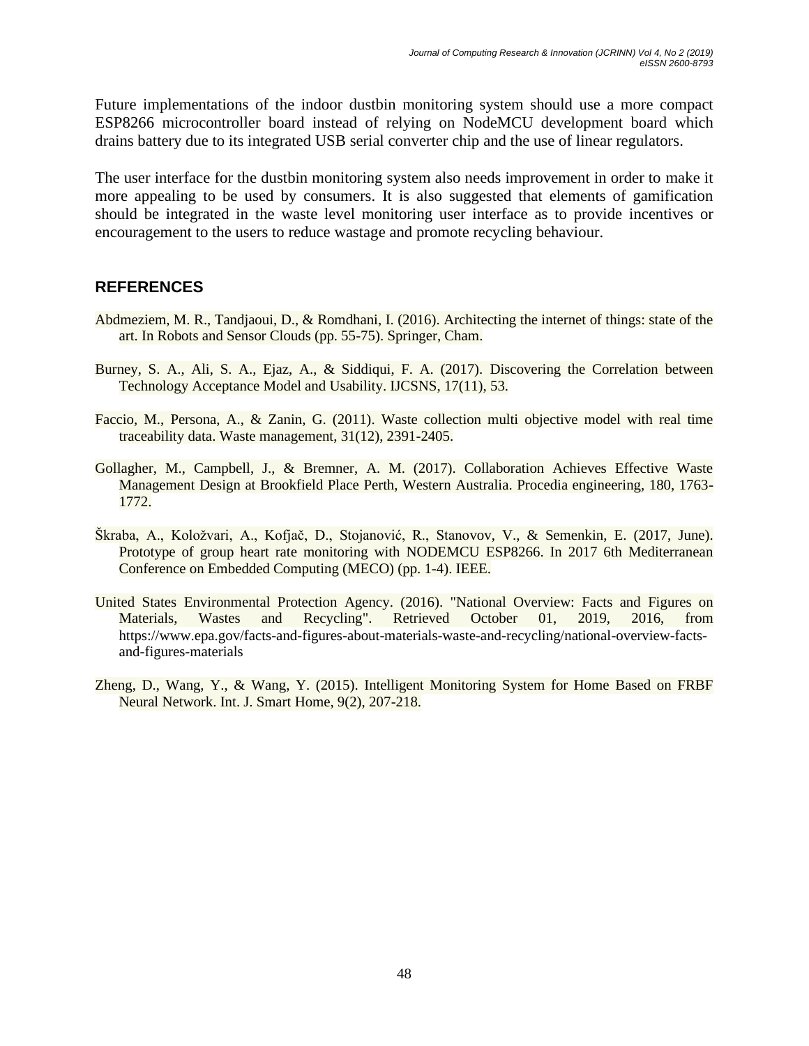Future implementations of the indoor dustbin monitoring system should use a more compact ESP8266 microcontroller board instead of relying on NodeMCU development board which drains battery due to its integrated USB serial converter chip and the use of linear regulators.

The user interface for the dustbin monitoring system also needs improvement in order to make it more appealing to be used by consumers. It is also suggested that elements of gamification should be integrated in the waste level monitoring user interface as to provide incentives or encouragement to the users to reduce wastage and promote recycling behaviour.

## REFERENCES

Abdmeziem, M. R., Tandjaoui, D., & Romdhani, I. (2016). Architecting the internet of things: state of the art. In Robots and Sensor Clouds (pp. 55-75). Springer, Cham.

Burney, S. A., Ali, S. A., Ejaz, A., & Siddiqui, F. A. (2017). Discovering the Correlation between Technology Acceptance Model and Usability. IJCSNS, 17(11), 53.

Faccio, M., Persona, A., & Zanin, G. (2011). Waste collection multi objective model with real time traceability data. Waste management, 31(12), 2391-2405.

Gollagher, M., Campbell, J., & Bremner, A. M. (2017). Collaboration Achieves Effective Waste Management Design at Brookfield Place Perth, Western Australia. Procedia engineering, 180, 1763-1772.

Škraba, A., Koložvari, A., Kofjač, D., Stojanović, R., Stanovov, V., & Semenkin, E. (2017, June). Prototype of group heart rate monitoring with NODEMCU ESP8266. In 2017 6th Mediterranean Conference on Embedded Computing (MECO) (pp. 1-4). IEEE.

United States Environmental Protection Agency. (2016). "National Overview: Facts and Figures on Materials, Wastes and Recycling". Retrieved October 01, 2019, 2016, from https://www.epa.gov/facts-and-figures-about-materials-waste-and-recycling/national-overview-facts-and-figures-materials

Zheng, D., Wang, Y., & Wang, Y. (2015). Intelligent Monitoring System for Home Based on FRBF Neural Network. Int. J. Smart Home, 9(2), 207-218.